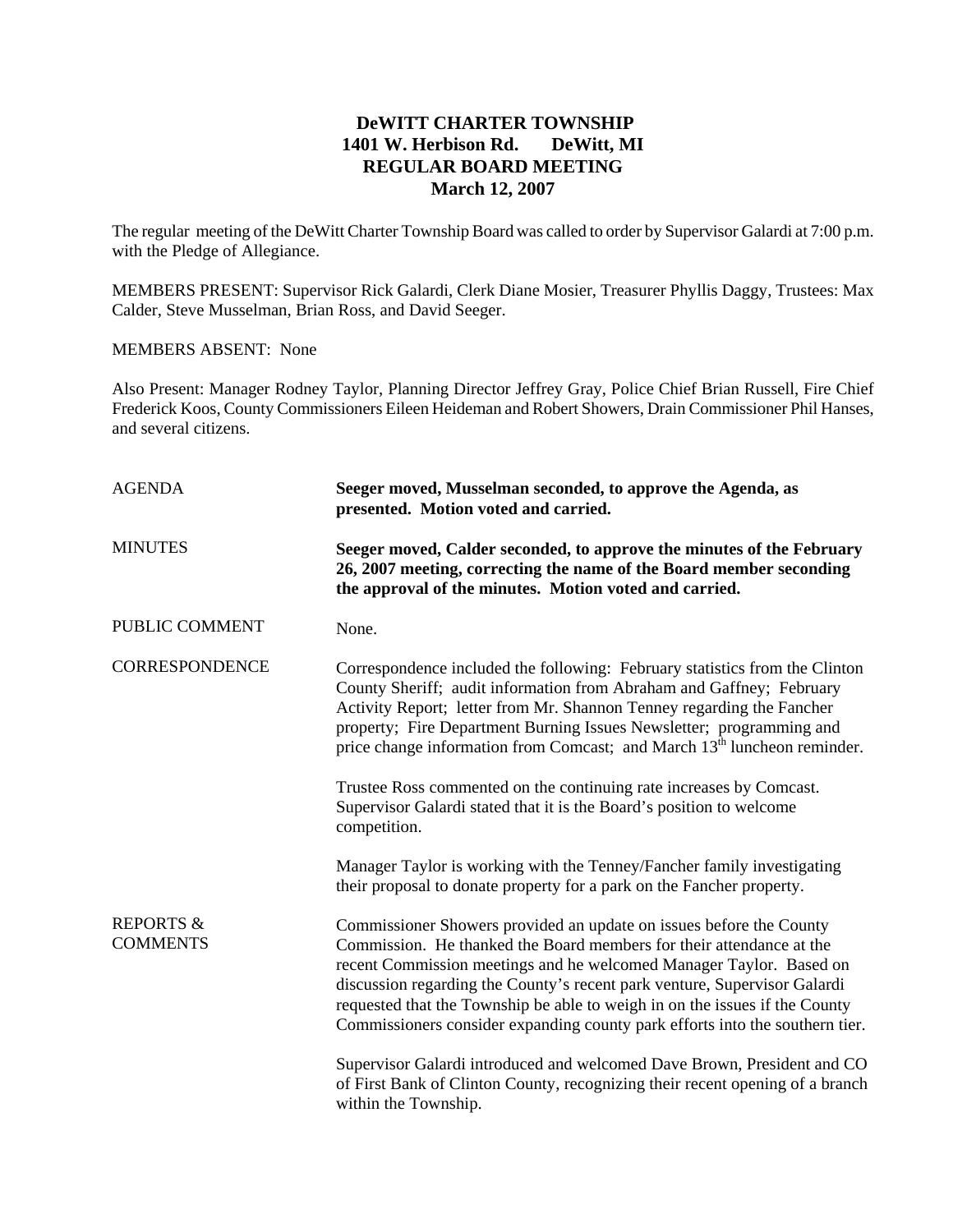# DeWITT CHARTER TOWNSHIP
## 1401 W. Herbison Rd. DeWitt, MI
## REGULAR BOARD MEETING
## March 12, 2007

The regular meeting of the DeWitt Charter Township Board was called to order by Supervisor Galardi at 7:00 p.m. with the Pledge of Allegiance.

MEMBERS PRESENT: Supervisor Rick Galardi, Clerk Diane Mosier, Treasurer Phyllis Daggy, Trustees: Max Calder, Steve Musselman, Brian Ross, and David Seeger.

MEMBERS ABSENT: None

Also Present: Manager Rodney Taylor, Planning Director Jeffrey Gray, Police Chief Brian Russell, Fire Chief Frederick Koos, County Commissioners Eileen Heideman and Robert Showers, Drain Commissioner Phil Hanses, and several citizens.

AGENDA

**Seeger moved, Musselman seconded, to approve the Agenda, as presented. Motion voted and carried.**

MINUTES

**Seeger moved, Calder seconded, to approve the minutes of the February 26, 2007 meeting, correcting the name of the Board member seconding the approval of the minutes. Motion voted and carried.**

PUBLIC COMMENT

None.

CORRESPONDENCE

Correspondence included the following: February statistics from the Clinton County Sheriff; audit information from Abraham and Gaffney; February Activity Report; letter from Mr. Shannon Tenney regarding the Fancher property; Fire Department Burning Issues Newsletter; programming and price change information from Comcast; and March 13th luncheon reminder.

Trustee Ross commented on the continuing rate increases by Comcast. Supervisor Galardi stated that it is the Board's position to welcome competition.

Manager Taylor is working with the Tenney/Fancher family investigating their proposal to donate property for a park on the Fancher property.

REPORTS & COMMENTS

Commissioner Showers provided an update on issues before the County Commission. He thanked the Board members for their attendance at the recent Commission meetings and he welcomed Manager Taylor. Based on discussion regarding the County's recent park venture, Supervisor Galardi requested that the Township be able to weigh in on the issues if the County Commissioners consider expanding county park efforts into the southern tier.

Supervisor Galardi introduced and welcomed Dave Brown, President and CO of First Bank of Clinton County, recognizing their recent opening of a branch within the Township.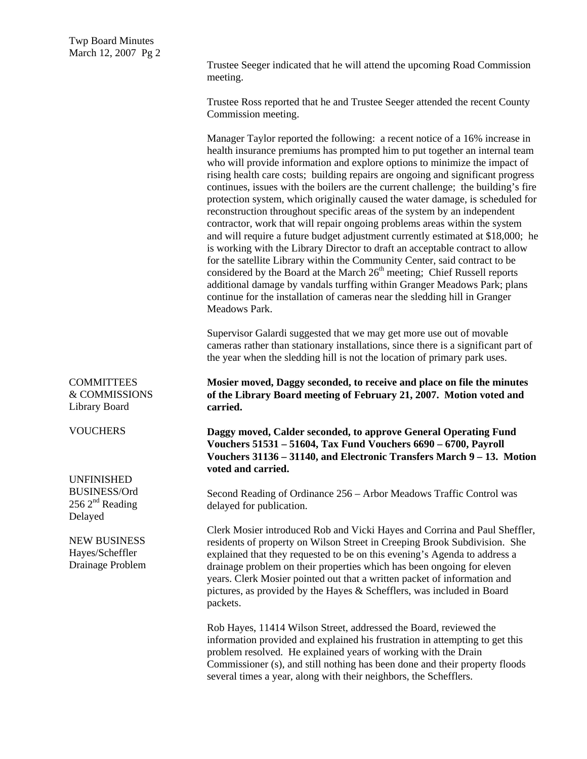Trustee Seeger indicated that he will attend the upcoming Road Commission meeting.

Trustee Ross reported that he and Trustee Seeger attended the recent County Commission meeting.

Manager Taylor reported the following: a recent notice of a 16% increase in health insurance premiums has prompted him to put together an internal team who will provide information and explore options to minimize the impact of rising health care costs; building repairs are ongoing and significant progress continues, issues with the boilers are the current challenge; the building's fire protection system, which originally caused the water damage, is scheduled for reconstruction throughout specific areas of the system by an independent contractor, work that will repair ongoing problems areas within the system and will require a future budget adjustment currently estimated at $18,000; he is working with the Library Director to draft an acceptable contract to allow for the satellite Library within the Community Center, said contract to be considered by the Board at the March 26th meeting; Chief Russell reports additional damage by vandals turffing within Granger Meadows Park; plans continue for the installation of cameras near the sledding hill in Granger Meadows Park.

Supervisor Galardi suggested that we may get more use out of movable cameras rather than stationary installations, since there is a significant part of the year when the sledding hill is not the location of primary park uses.

COMMITTEES & COMMISSIONS
Library Board

**Mosier moved, Daggy seconded, to receive and place on file the minutes of the Library Board meeting of February 21, 2007. Motion voted and carried.**

VOUCHERS

**Daggy moved, Calder seconded, to approve General Operating Fund Vouchers 51531 – 51604, Tax Fund Vouchers 6690 – 6700, Payroll Vouchers 31136 – 31140, and Electronic Transfers March 9 – 13. Motion voted and carried.**

UNFINISHED BUSINESS/Ord 256 2nd Reading Delayed

Second Reading of Ordinance 256 – Arbor Meadows Traffic Control was delayed for publication.

NEW BUSINESS
Hayes/Scheffler Drainage Problem

Clerk Mosier introduced Rob and Vicki Hayes and Corrina and Paul Sheffler, residents of property on Wilson Street in Creeping Brook Subdivision. She explained that they requested to be on this evening's Agenda to address a drainage problem on their properties which has been ongoing for eleven years. Clerk Mosier pointed out that a written packet of information and pictures, as provided by the Hayes & Schefflers, was included in Board packets.

Rob Hayes, 11414 Wilson Street, addressed the Board, reviewed the information provided and explained his frustration in attempting to get this problem resolved. He explained years of working with the Drain Commissioner (s), and still nothing has been done and their property floods several times a year, along with their neighbors, the Schefflers.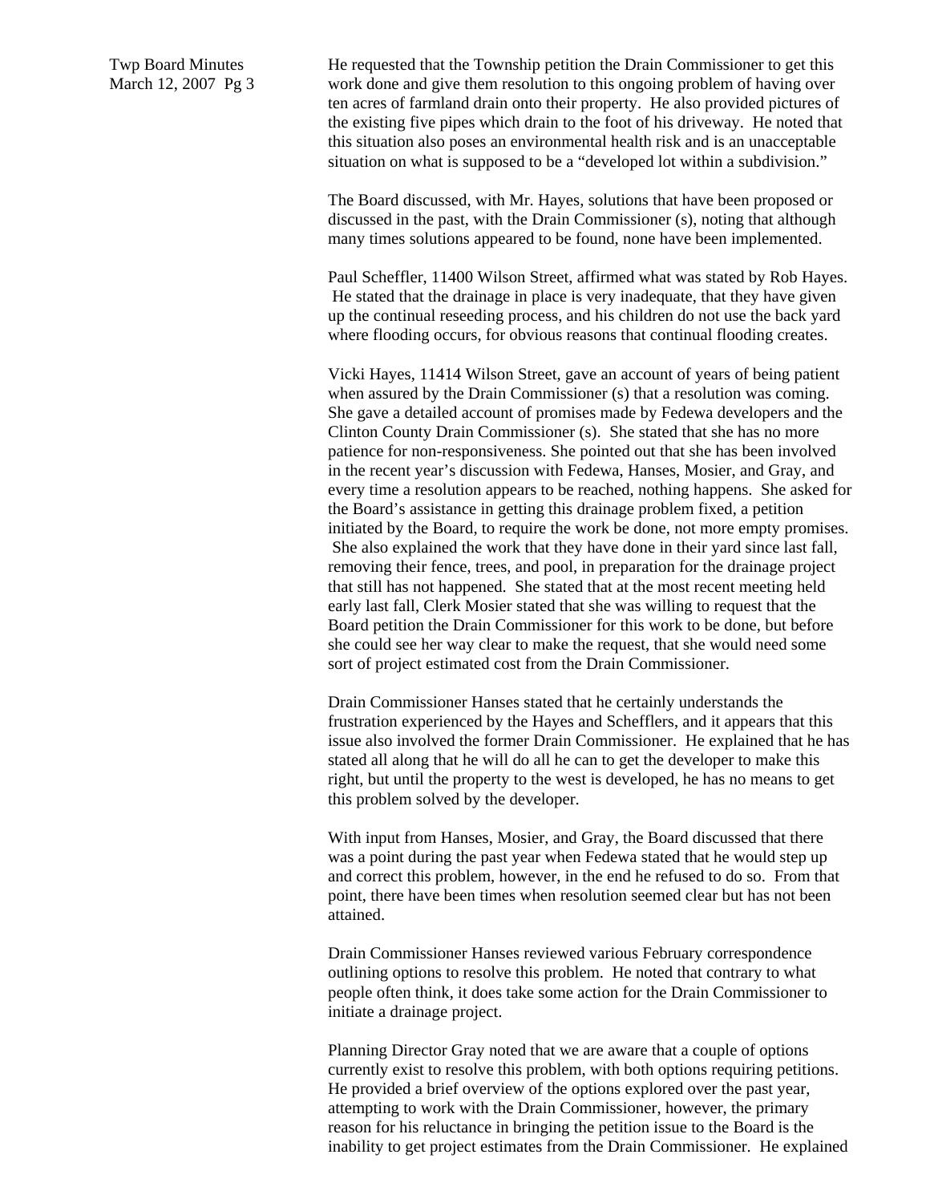He requested that the Township petition the Drain Commissioner to get this work done and give them resolution to this ongoing problem of having over ten acres of farmland drain onto their property. He also provided pictures of the existing five pipes which drain to the foot of his driveway. He noted that this situation also poses an environmental health risk and is an unacceptable situation on what is supposed to be a "developed lot within a subdivision."

The Board discussed, with Mr. Hayes, solutions that have been proposed or discussed in the past, with the Drain Commissioner (s), noting that although many times solutions appeared to be found, none have been implemented.

Paul Scheffler, 11400 Wilson Street, affirmed what was stated by Rob Hayes. He stated that the drainage in place is very inadequate, that they have given up the continual reseeding process, and his children do not use the back yard where flooding occurs, for obvious reasons that continual flooding creates.

Vicki Hayes, 11414 Wilson Street, gave an account of years of being patient when assured by the Drain Commissioner (s) that a resolution was coming. She gave a detailed account of promises made by Fedewa developers and the Clinton County Drain Commissioner (s). She stated that she has no more patience for non-responsiveness. She pointed out that she has been involved in the recent year's discussion with Fedewa, Hanses, Mosier, and Gray, and every time a resolution appears to be reached, nothing happens. She asked for the Board's assistance in getting this drainage problem fixed, a petition initiated by the Board, to require the work be done, not more empty promises. She also explained the work that they have done in their yard since last fall, removing their fence, trees, and pool, in preparation for the drainage project that still has not happened. She stated that at the most recent meeting held early last fall, Clerk Mosier stated that she was willing to request that the Board petition the Drain Commissioner for this work to be done, but before she could see her way clear to make the request, that she would need some sort of project estimated cost from the Drain Commissioner.

Drain Commissioner Hanses stated that he certainly understands the frustration experienced by the Hayes and Schefflers, and it appears that this issue also involved the former Drain Commissioner. He explained that he has stated all along that he will do all he can to get the developer to make this right, but until the property to the west is developed, he has no means to get this problem solved by the developer.

With input from Hanses, Mosier, and Gray, the Board discussed that there was a point during the past year when Fedewa stated that he would step up and correct this problem, however, in the end he refused to do so. From that point, there have been times when resolution seemed clear but has not been attained.

Drain Commissioner Hanses reviewed various February correspondence outlining options to resolve this problem. He noted that contrary to what people often think, it does take some action for the Drain Commissioner to initiate a drainage project.

Planning Director Gray noted that we are aware that a couple of options currently exist to resolve this problem, with both options requiring petitions. He provided a brief overview of the options explored over the past year, attempting to work with the Drain Commissioner, however, the primary reason for his reluctance in bringing the petition issue to the Board is the inability to get project estimates from the Drain Commissioner. He explained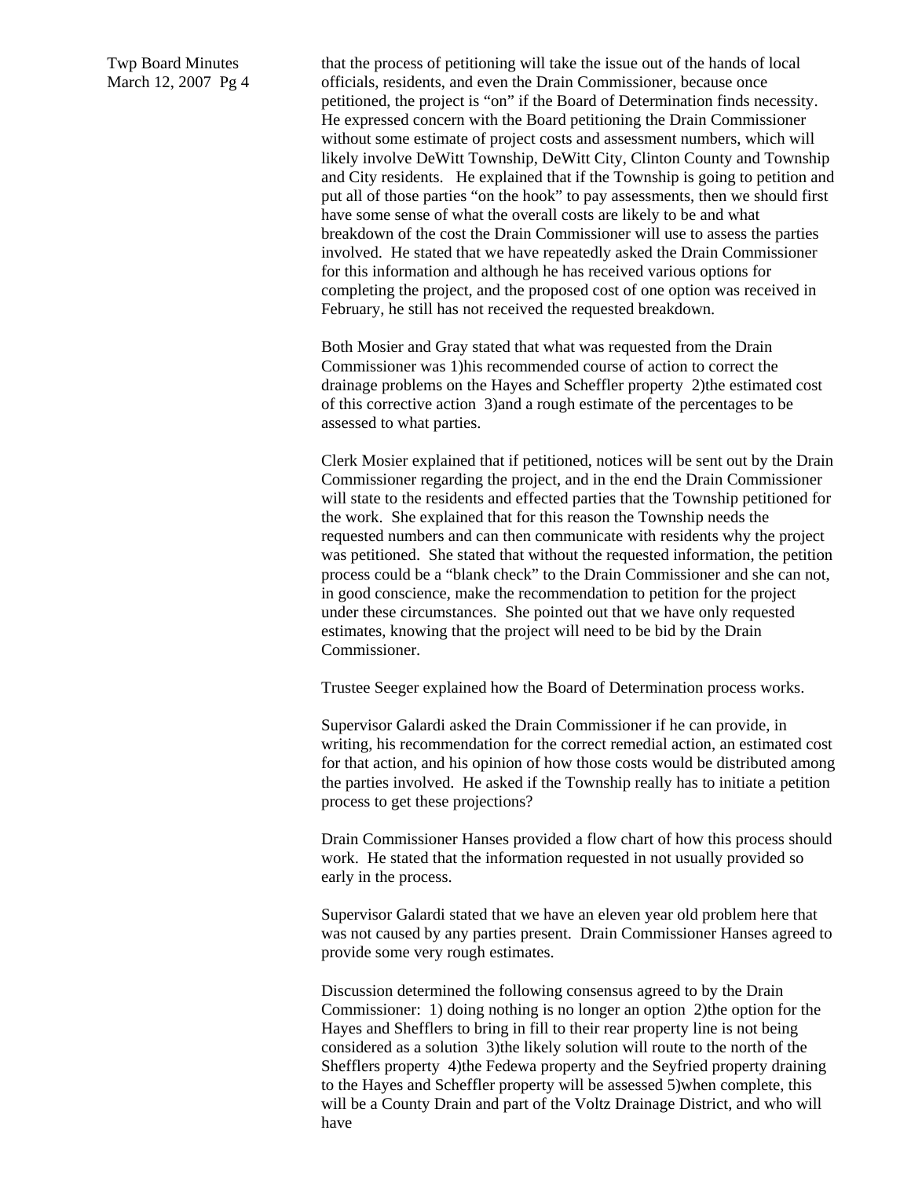that the process of petitioning will take the issue out of the hands of local officials, residents, and even the Drain Commissioner, because once petitioned, the project is "on" if the Board of Determination finds necessity. He expressed concern with the Board petitioning the Drain Commissioner without some estimate of project costs and assessment numbers, which will likely involve DeWitt Township, DeWitt City, Clinton County and Township and City residents. He explained that if the Township is going to petition and put all of those parties "on the hook" to pay assessments, then we should first have some sense of what the overall costs are likely to be and what breakdown of the cost the Drain Commissioner will use to assess the parties involved. He stated that we have repeatedly asked the Drain Commissioner for this information and although he has received various options for completing the project, and the proposed cost of one option was received in February, he still has not received the requested breakdown.

Both Mosier and Gray stated that what was requested from the Drain Commissioner was 1)his recommended course of action to correct the drainage problems on the Hayes and Scheffler property 2)the estimated cost of this corrective action 3)and a rough estimate of the percentages to be assessed to what parties.

Clerk Mosier explained that if petitioned, notices will be sent out by the Drain Commissioner regarding the project, and in the end the Drain Commissioner will state to the residents and effected parties that the Township petitioned for the work. She explained that for this reason the Township needs the requested numbers and can then communicate with residents why the project was petitioned. She stated that without the requested information, the petition process could be a "blank check" to the Drain Commissioner and she can not, in good conscience, make the recommendation to petition for the project under these circumstances. She pointed out that we have only requested estimates, knowing that the project will need to be bid by the Drain Commissioner.

Trustee Seeger explained how the Board of Determination process works.

Supervisor Galardi asked the Drain Commissioner if he can provide, in writing, his recommendation for the correct remedial action, an estimated cost for that action, and his opinion of how those costs would be distributed among the parties involved. He asked if the Township really has to initiate a petition process to get these projections?

Drain Commissioner Hanses provided a flow chart of how this process should work. He stated that the information requested in not usually provided so early in the process.

Supervisor Galardi stated that we have an eleven year old problem here that was not caused by any parties present. Drain Commissioner Hanses agreed to provide some very rough estimates.

Discussion determined the following consensus agreed to by the Drain Commissioner: 1) doing nothing is no longer an option 2)the option for the Hayes and Shefflers to bring in fill to their rear property line is not being considered as a solution 3)the likely solution will route to the north of the Shefflers property 4)the Fedewa property and the Seyfried property draining to the Hayes and Scheffler property will be assessed 5)when complete, this will be a County Drain and part of the Voltz Drainage District, and who will have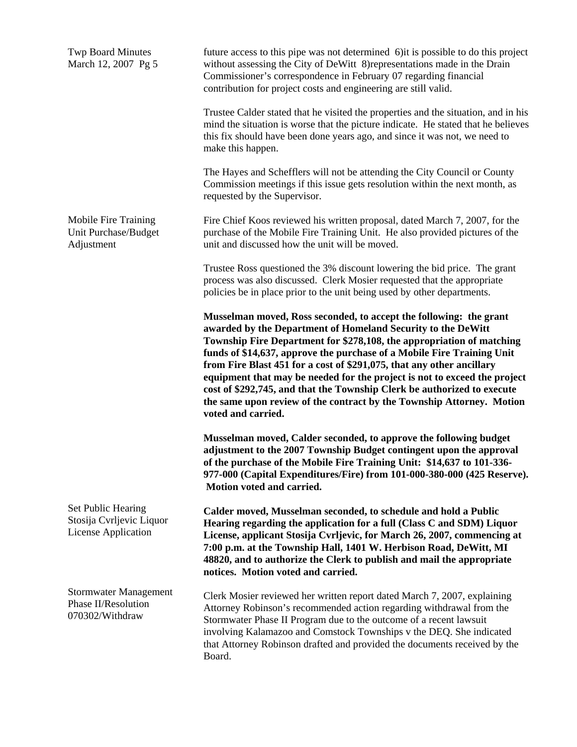future access to this pipe was not determined 6)it is possible to do this project without assessing the City of DeWitt 8)representations made in the Drain Commissioner's correspondence in February 07 regarding financial contribution for project costs and engineering are still valid.

Trustee Calder stated that he visited the properties and the situation, and in his mind the situation is worse that the picture indicate. He stated that he believes this fix should have been done years ago, and since it was not, we need to make this happen.

The Hayes and Schefflers will not be attending the City Council or County Commission meetings if this issue gets resolution within the next month, as requested by the Supervisor.

**Mobile Fire Training Unit Purchase/Budget Adjustment**

Fire Chief Koos reviewed his written proposal, dated March 7, 2007, for the purchase of the Mobile Fire Training Unit. He also provided pictures of the unit and discussed how the unit will be moved.

Trustee Ross questioned the 3% discount lowering the bid price. The grant process was also discussed. Clerk Mosier requested that the appropriate policies be in place prior to the unit being used by other departments.

**Musselman moved, Ross seconded, to accept the following: the grant awarded by the Department of Homeland Security to the DeWitt Township Fire Department for $278,108, the appropriation of matching funds of $14,637, approve the purchase of a Mobile Fire Training Unit from Fire Blast 451 for a cost of $291,075, that any other ancillary equipment that may be needed for the project is not to exceed the project cost of $292,745, and that the Township Clerk be authorized to execute the same upon review of the contract by the Township Attorney. Motion voted and carried.**

**Musselman moved, Calder seconded, to approve the following budget adjustment to the 2007 Township Budget contingent upon the approval of the purchase of the Mobile Fire Training Unit: $14,637 to 101-336-977-000 (Capital Expenditures/Fire) from 101-000-380-000 (425 Reserve). Motion voted and carried.**

**Set Public Hearing Stosija Cvrljevic Liquor License Application**

**Calder moved, Musselman seconded, to schedule and hold a Public Hearing regarding the application for a full (Class C and SDM) Liquor License, applicant Stosija Cvrljevic, for March 26, 2007, commencing at 7:00 p.m. at the Township Hall, 1401 W. Herbison Road, DeWitt, MI 48820, and to authorize the Clerk to publish and mail the appropriate notices. Motion voted and carried.**

**Stormwater Management Phase II/Resolution 070302/Withdraw**

Clerk Mosier reviewed her written report dated March 7, 2007, explaining Attorney Robinson's recommended action regarding withdrawal from the Stormwater Phase II Program due to the outcome of a recent lawsuit involving Kalamazoo and Comstock Townships v the DEQ. She indicated that Attorney Robinson drafted and provided the documents received by the Board.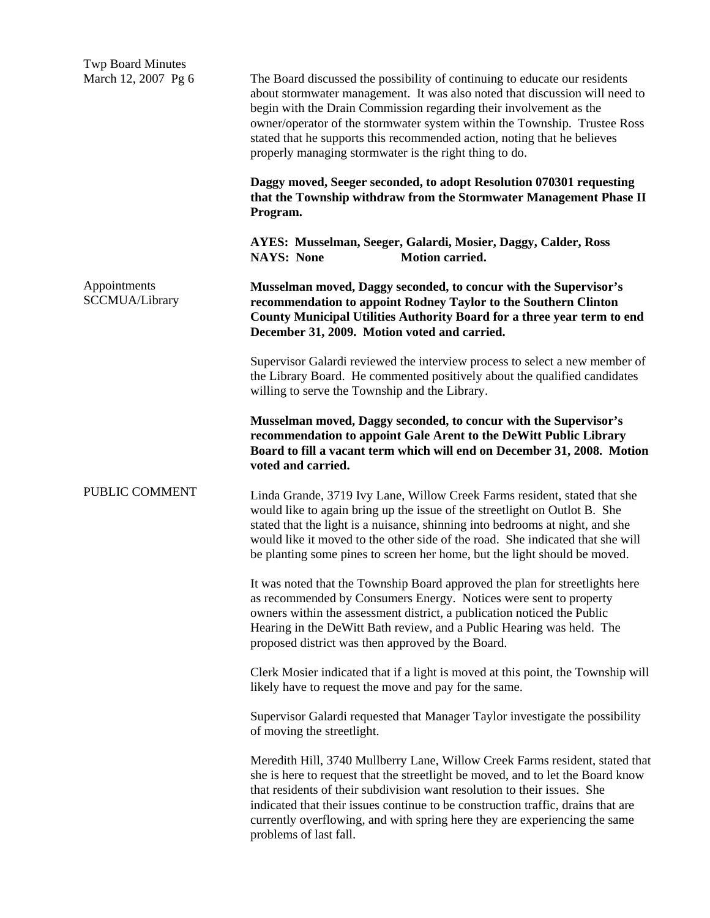The Board discussed the possibility of continuing to educate our residents about stormwater management. It was also noted that discussion will need to begin with the Drain Commission regarding their involvement as the owner/operator of the stormwater system within the Township. Trustee Ross stated that he supports this recommended action, noting that he believes properly managing stormwater is the right thing to do.

**Daggy moved, Seeger seconded, to adopt Resolution 070301 requesting that the Township withdraw from the Stormwater Management Phase II Program.**

**AYES: Musselman, Seeger, Galardi, Mosier, Daggy, Calder, Ross**
**NAYS: None Motion carried.**

Appointments
SCCMUA/Library

**Musselman moved, Daggy seconded, to concur with the Supervisor's recommendation to appoint Rodney Taylor to the Southern Clinton County Municipal Utilities Authority Board for a three year term to end December 31, 2009. Motion voted and carried.**

Supervisor Galardi reviewed the interview process to select a new member of the Library Board. He commented positively about the qualified candidates willing to serve the Township and the Library.

**Musselman moved, Daggy seconded, to concur with the Supervisor's recommendation to appoint Gale Arent to the DeWitt Public Library Board to fill a vacant term which will end on December 31, 2008. Motion voted and carried.**

PUBLIC COMMENT

Linda Grande, 3719 Ivy Lane, Willow Creek Farms resident, stated that she would like to again bring up the issue of the streetlight on Outlot B. She stated that the light is a nuisance, shinning into bedrooms at night, and she would like it moved to the other side of the road. She indicated that she will be planting some pines to screen her home, but the light should be moved.

It was noted that the Township Board approved the plan for streetlights here as recommended by Consumers Energy. Notices were sent to property owners within the assessment district, a publication noticed the Public Hearing in the DeWitt Bath review, and a Public Hearing was held. The proposed district was then approved by the Board.

Clerk Mosier indicated that if a light is moved at this point, the Township will likely have to request the move and pay for the same.

Supervisor Galardi requested that Manager Taylor investigate the possibility of moving the streetlight.

Meredith Hill, 3740 Mullberry Lane, Willow Creek Farms resident, stated that she is here to request that the streetlight be moved, and to let the Board know that residents of their subdivision want resolution to their issues. She indicated that their issues continue to be construction traffic, drains that are currently overflowing, and with spring here they are experiencing the same problems of last fall.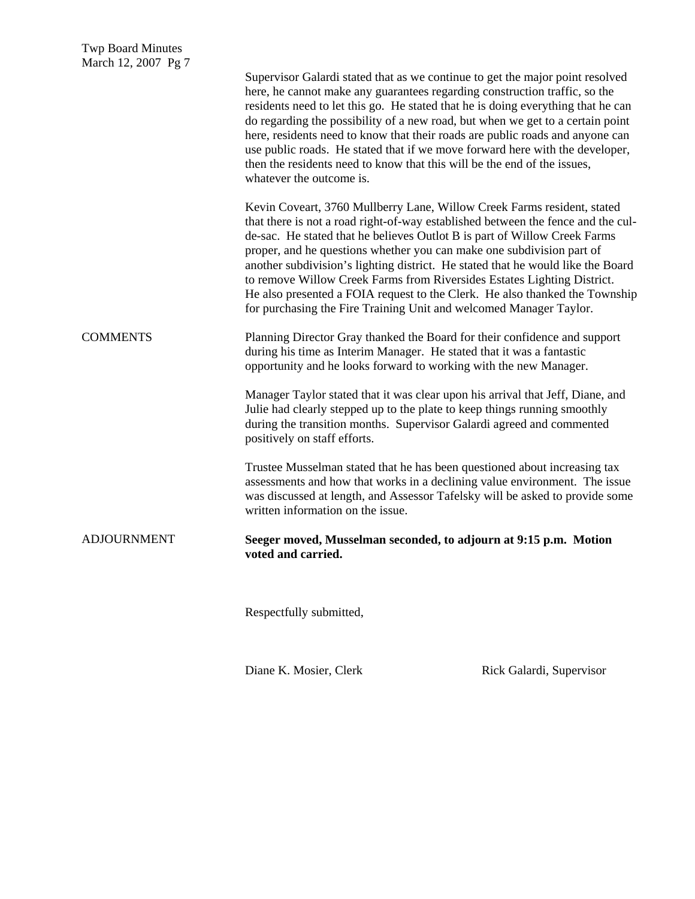Supervisor Galardi stated that as we continue to get the major point resolved here, he cannot make any guarantees regarding construction traffic, so the residents need to let this go. He stated that he is doing everything that he can do regarding the possibility of a new road, but when we get to a certain point here, residents need to know that their roads are public roads and anyone can use public roads. He stated that if we move forward here with the developer, then the residents need to know that this will be the end of the issues, whatever the outcome is.

Kevin Coveart, 3760 Mullberry Lane, Willow Creek Farms resident, stated that there is not a road right-of-way established between the fence and the cul-de-sac. He stated that he believes Outlot B is part of Willow Creek Farms proper, and he questions whether you can make one subdivision part of another subdivision's lighting district. He stated that he would like the Board to remove Willow Creek Farms from Riversides Estates Lighting District. He also presented a FOIA request to the Clerk. He also thanked the Township for purchasing the Fire Training Unit and welcomed Manager Taylor.

COMMENTS

Planning Director Gray thanked the Board for their confidence and support during his time as Interim Manager. He stated that it was a fantastic opportunity and he looks forward to working with the new Manager.

Manager Taylor stated that it was clear upon his arrival that Jeff, Diane, and Julie had clearly stepped up to the plate to keep things running smoothly during the transition months. Supervisor Galardi agreed and commented positively on staff efforts.

Trustee Musselman stated that he has been questioned about increasing tax assessments and how that works in a declining value environment. The issue was discussed at length, and Assessor Tafelsky will be asked to provide some written information on the issue.

ADJOURNMENT

**Seeger moved, Musselman seconded, to adjourn at 9:15 p.m. Motion voted and carried.**

Respectfully submitted,

Diane K. Mosier, Clerk

Rick Galardi, Supervisor